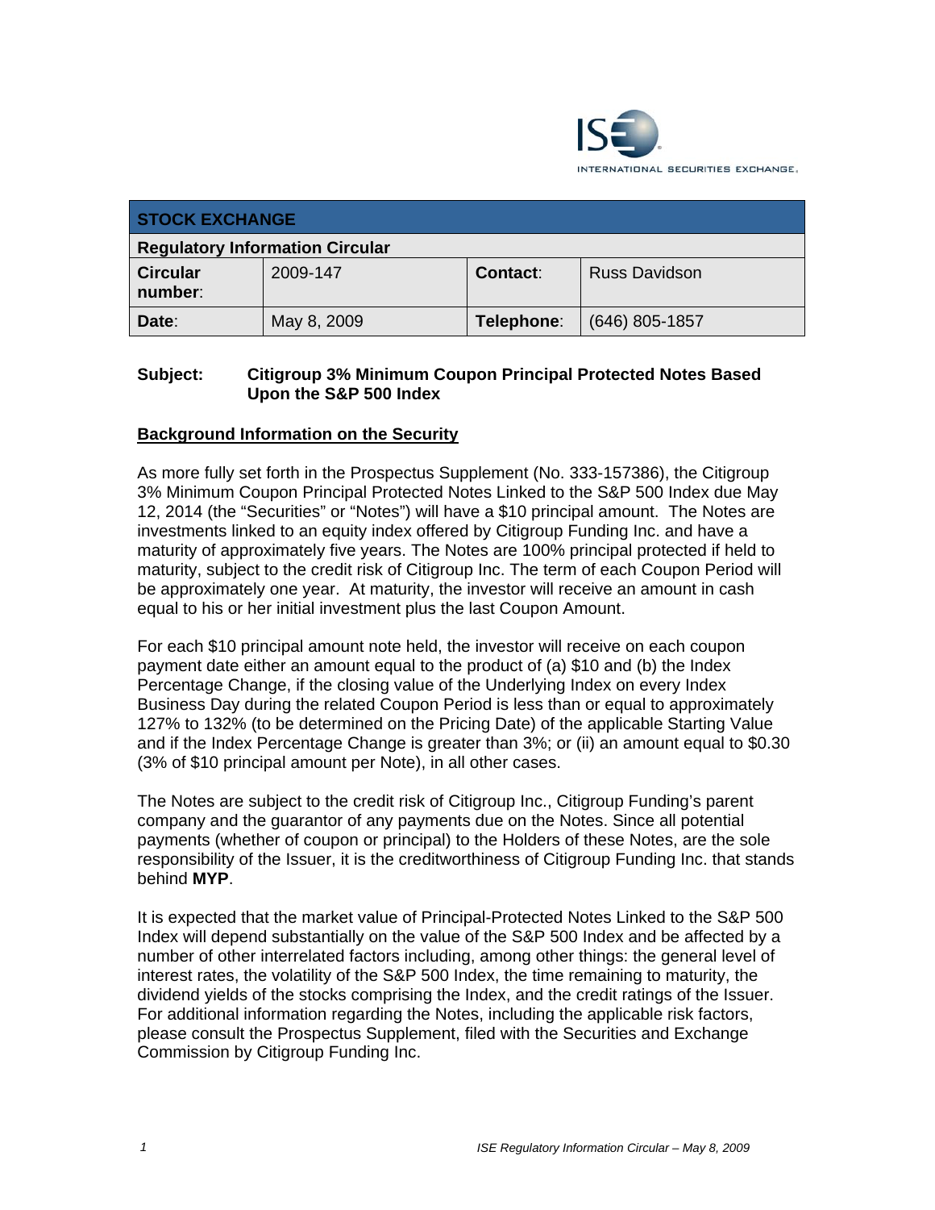INTERNATIONAL SECURITIES EXCHANGE.

| STOCK EXCHANGE | | | |
|---|---|---|---|
| **Regulatory Information Circular** | | | |
| **Circular number**: | 2009-147 | **Contact**: | Russ Davidson |
| **Date**: | May 8, 2009 | **Telephone**: | (646) 805-1857 |

**Subject: Citigroup 3% Minimum Coupon Principal Protected Notes Based Upon the S&P 500 Index**

**Background Information on the Security**

As more fully set forth in the Prospectus Supplement (No. 333-157386), the Citigroup 3% Minimum Coupon Principal Protected Notes Linked to the S&P 500 Index due May 12, 2014 (the "Securities" or "Notes") will have a $10 principal amount. The Notes are investments linked to an equity index offered by Citigroup Funding Inc. and have a maturity of approximately five years. The Notes are 100% principal protected if held to maturity, subject to the credit risk of Citigroup Inc. The term of each Coupon Period will be approximately one year. At maturity, the investor will receive an amount in cash equal to his or her initial investment plus the last Coupon Amount.

For each $10 principal amount note held, the investor will receive on each coupon payment date either an amount equal to the product of (a) $10 and (b) the Index Percentage Change, if the closing value of the Underlying Index on every Index Business Day during the related Coupon Period is less than or equal to approximately 127% to 132% (to be determined on the Pricing Date) of the applicable Starting Value and if the Index Percentage Change is greater than 3%; or (ii) an amount equal to $0.30 (3% of $10 principal amount per Note), in all other cases.

The Notes are subject to the credit risk of Citigroup Inc., Citigroup Funding's parent company and the guarantor of any payments due on the Notes. Since all potential payments (whether of coupon or principal) to the Holders of these Notes, are the sole responsibility of the Issuer, it is the creditworthiness of Citigroup Funding Inc. that stands behind **MYP**.

It is expected that the market value of Principal-Protected Notes Linked to the S&P 500 Index will depend substantially on the value of the S&P 500 Index and be affected by a number of other interrelated factors including, among other things: the general level of interest rates, the volatility of the S&P 500 Index, the time remaining to maturity, the dividend yields of the stocks comprising the Index, and the credit ratings of the Issuer. For additional information regarding the Notes, including the applicable risk factors, please consult the Prospectus Supplement, filed with the Securities and Exchange Commission by Citigroup Funding Inc.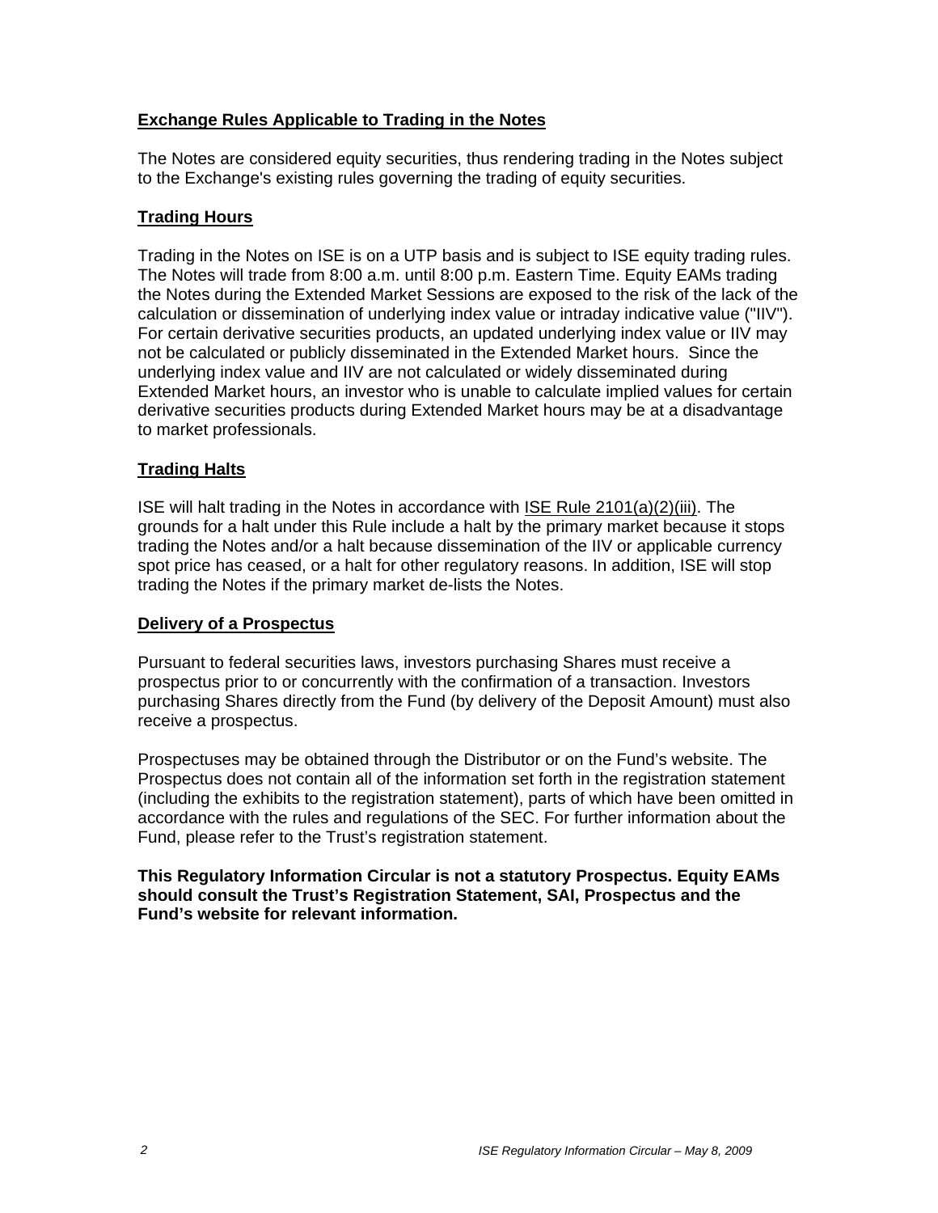## Exchange Rules Applicable to Trading in the Notes

The Notes are considered equity securities, thus rendering trading in the Notes subject to the Exchange's existing rules governing the trading of equity securities.

## Trading Hours

Trading in the Notes on ISE is on a UTP basis and is subject to ISE equity trading rules. The Notes will trade from 8:00 a.m. until 8:00 p.m. Eastern Time. Equity EAMs trading the Notes during the Extended Market Sessions are exposed to the risk of the lack of the calculation or dissemination of underlying index value or intraday indicative value ("IIV"). For certain derivative securities products, an updated underlying index value or IIV may not be calculated or publicly disseminated in the Extended Market hours. Since the underlying index value and IIV are not calculated or widely disseminated during Extended Market hours, an investor who is unable to calculate implied values for certain derivative securities products during Extended Market hours may be at a disadvantage to market professionals.

## Trading Halts

ISE will halt trading in the Notes in accordance with ISE Rule 2101(a)(2)(iii). The grounds for a halt under this Rule include a halt by the primary market because it stops trading the Notes and/or a halt because dissemination of the IIV or applicable currency spot price has ceased, or a halt for other regulatory reasons. In addition, ISE will stop trading the Notes if the primary market de-lists the Notes.

## Delivery of a Prospectus

Pursuant to federal securities laws, investors purchasing Shares must receive a prospectus prior to or concurrently with the confirmation of a transaction. Investors purchasing Shares directly from the Fund (by delivery of the Deposit Amount) must also receive a prospectus.

Prospectuses may be obtained through the Distributor or on the Fund's website. The Prospectus does not contain all of the information set forth in the registration statement (including the exhibits to the registration statement), parts of which have been omitted in accordance with the rules and regulations of the SEC. For further information about the Fund, please refer to the Trust's registration statement.

**This Regulatory Information Circular is not a statutory Prospectus. Equity EAMs should consult the Trust's Registration Statement, SAI, Prospectus and the Fund's website for relevant information.**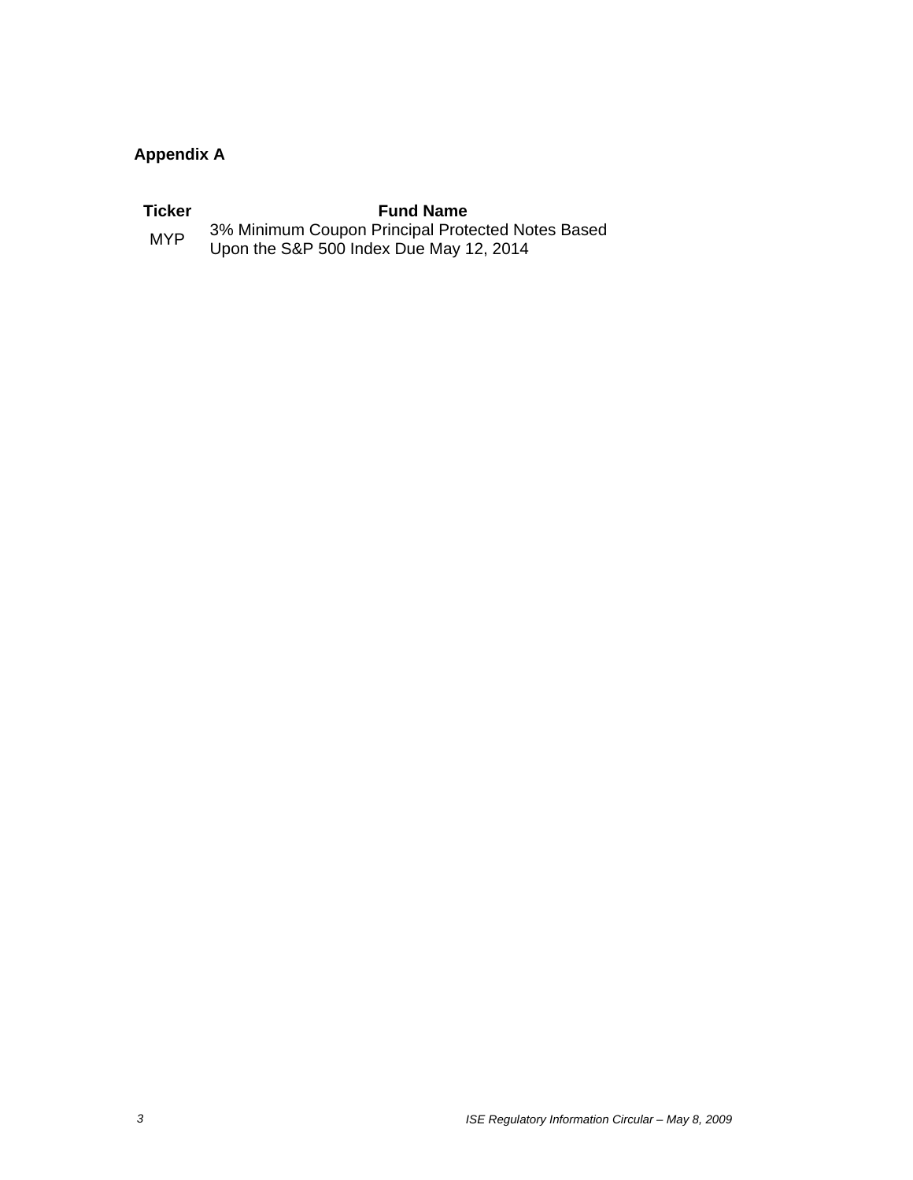**Appendix A**

| Ticker | Fund Name |
|---|---|
| MYP | 3% Minimum Coupon Principal Protected Notes Based Upon the S&P 500 Index Due May 12, 2014 |